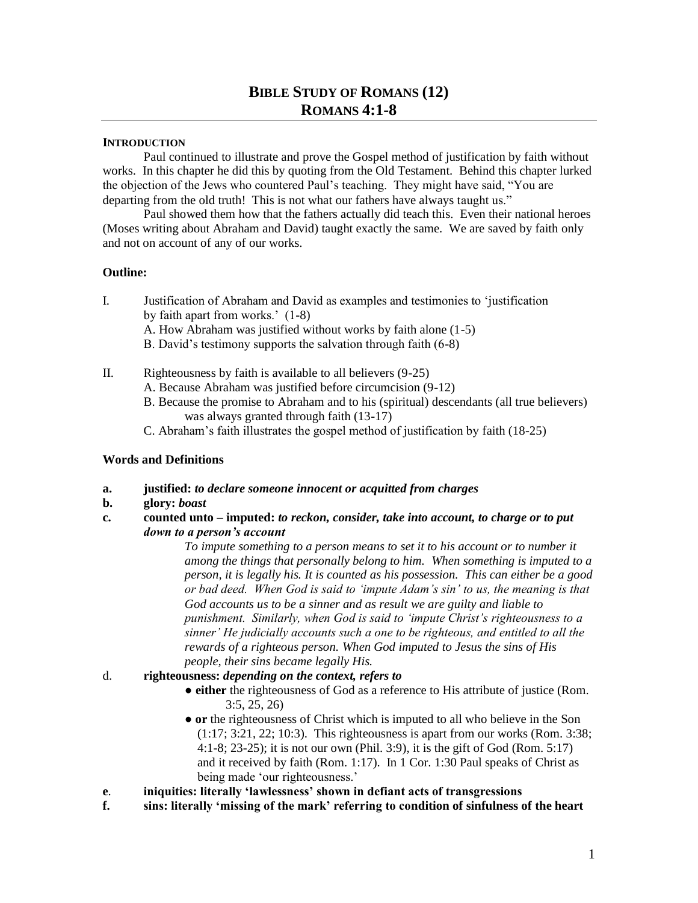# BIBLE STUDY OF ROMANS (12)
# ROMANS 4:1-8

### INTRODUCTION

Paul continued to illustrate and prove the Gospel method of justification by faith without works. In this chapter he did this by quoting from the Old Testament. Behind this chapter lurked the objection of the Jews who countered Paul's teaching. They might have said, "You are departing from the old truth! This is not what our fathers have always taught us."

Paul showed them how that the fathers actually did teach this. Even their national heroes (Moses writing about Abraham and David) taught exactly the same. We are saved by faith only and not on account of any of our works.

### Outline:

I. Justification of Abraham and David as examples and testimonies to 'justification by faith apart from works.' (1-8)
   - A. How Abraham was justified without works by faith alone (1-5)
   - B. David's testimony supports the salvation through faith (6-8)

II. Righteousness by faith is available to all believers (9-25)
   - A. Because Abraham was justified before circumcision (9-12)
   - B. Because the promise to Abraham and to his (spiritual) descendants (all true believers) was always granted through faith (13-17)
   - C. Abraham's faith illustrates the gospel method of justification by faith (18-25)

### Words and Definitions

**a. justified:** ***to declare someone innocent or acquitted from charges***

**b. glory:** ***boast***

**c. counted unto – imputed:** ***to reckon, consider, take into account, to charge or to put down to a person's account***

*To impute something to a person means to set it to his account or to number it among the things that personally belong to him. When something is imputed to a person, it is legally his. It is counted as his possession. This can either be a good or bad deed. When God is said to 'impute Adam's sin' to us, the meaning is that God accounts us to be a sinner and as result we are guilty and liable to punishment. Similarly, when God is said to 'impute Christ's righteousness to a sinner' He judicially accounts such a one to be righteous, and entitled to all the rewards of a righteous person. When God imputed to Jesus the sins of His people, their sins became legally His.*

d. **righteousness:** ***depending on the context, refers to***

- **either** the righteousness of God as a reference to His attribute of justice (Rom. 3:5, 25, 26)
- **or** the righteousness of Christ which is imputed to all who believe in the Son (1:17; 3:21, 22; 10:3). This righteousness is apart from our works (Rom. 3:38; 4:1-8; 23-25); it is not our own (Phil. 3:9), it is the gift of God (Rom. 5:17) and it received by faith (Rom. 1:17). In 1 Cor. 1:30 Paul speaks of Christ as being made 'our righteousness.'

**e. iniquities: literally 'lawlessness' shown in defiant acts of transgressions**

**f. sins: literally 'missing of the mark' referring to condition of sinfulness of the heart**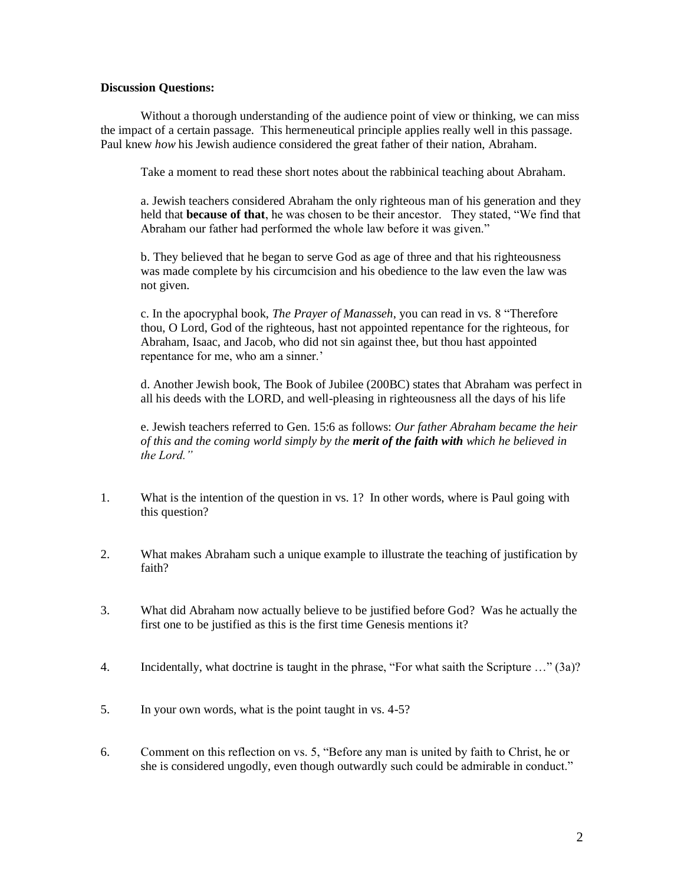**Discussion Questions:**

Without a thorough understanding of the audience point of view or thinking, we can miss the impact of a certain passage. This hermeneutical principle applies really well in this passage. Paul knew *how* his Jewish audience considered the great father of their nation, Abraham.

Take a moment to read these short notes about the rabbinical teaching about Abraham.

a. Jewish teachers considered Abraham the only righteous man of his generation and they held that **because of that**, he was chosen to be their ancestor. They stated, "We find that Abraham our father had performed the whole law before it was given."

b. They believed that he began to serve God as age of three and that his righteousness was made complete by his circumcision and his obedience to the law even the law was not given.

c. In the apocryphal book, *The Prayer of Manasseh*, you can read in vs. 8 "Therefore thou, O Lord, God of the righteous, hast not appointed repentance for the righteous, for Abraham, Isaac, and Jacob, who did not sin against thee, but thou hast appointed repentance for me, who am a sinner.'

d. Another Jewish book, The Book of Jubilee (200BC) states that Abraham was perfect in all his deeds with the LORD, and well-pleasing in righteousness all the days of his life

e. Jewish teachers referred to Gen. 15:6 as follows: *Our father Abraham became the heir of this and the coming world simply by the* ***merit of the faith with*** *which he believed in the Lord."*

1. What is the intention of the question in vs. 1? In other words, where is Paul going with this question?

2. What makes Abraham such a unique example to illustrate the teaching of justification by faith?

3. What did Abraham now actually believe to be justified before God? Was he actually the first one to be justified as this is the first time Genesis mentions it?

4. Incidentally, what doctrine is taught in the phrase, "For what saith the Scripture …" (3a)?

5. In your own words, what is the point taught in vs. 4-5?

6. Comment on this reflection on vs. 5, "Before any man is united by faith to Christ, he or she is considered ungodly, even though outwardly such could be admirable in conduct."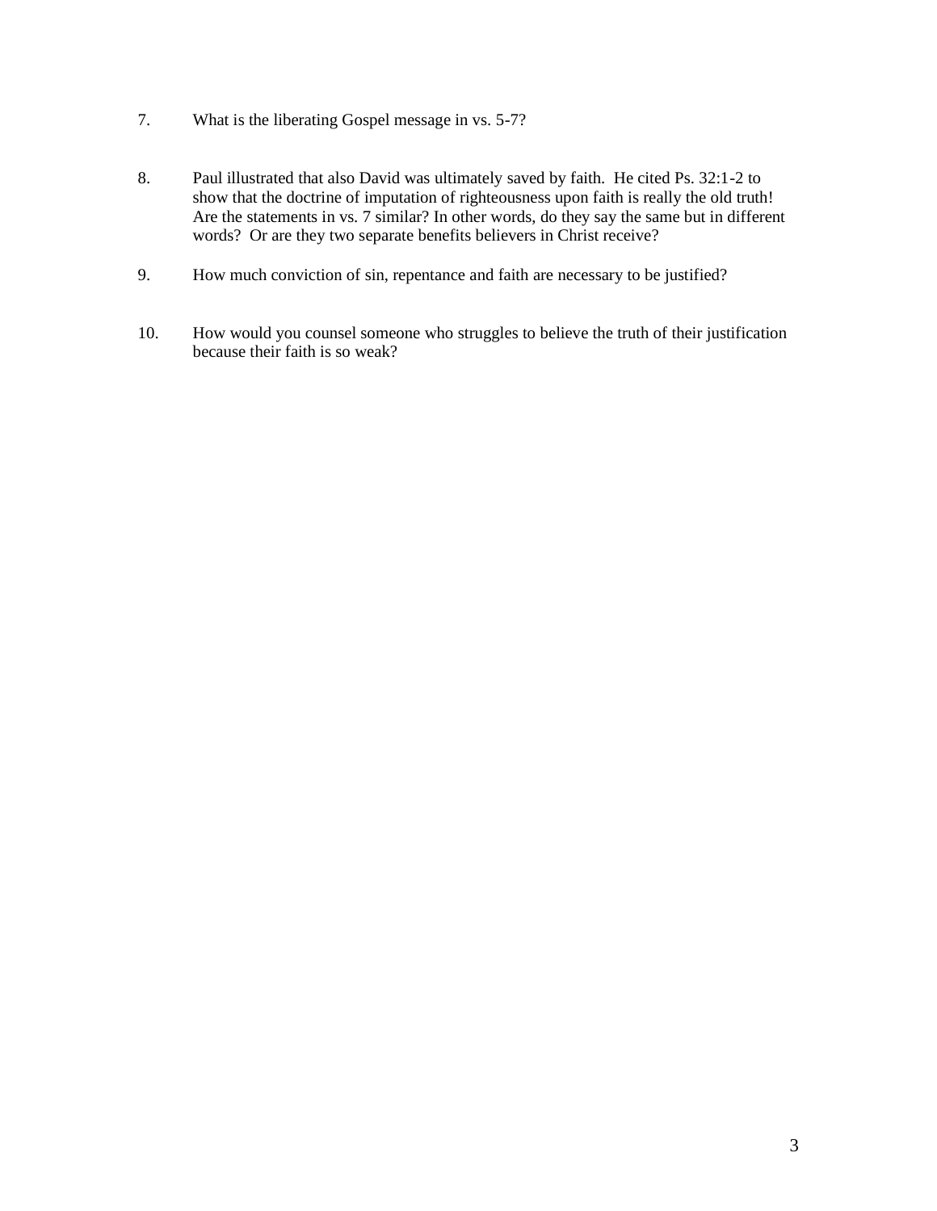7. What is the liberating Gospel message in vs. 5-7?

8. Paul illustrated that also David was ultimately saved by faith. He cited Ps. 32:1-2 to show that the doctrine of imputation of righteousness upon faith is really the old truth! Are the statements in vs. 7 similar? In other words, do they say the same but in different words? Or are they two separate benefits believers in Christ receive?

9. How much conviction of sin, repentance and faith are necessary to be justified?

10. How would you counsel someone who struggles to believe the truth of their justification because their faith is so weak?